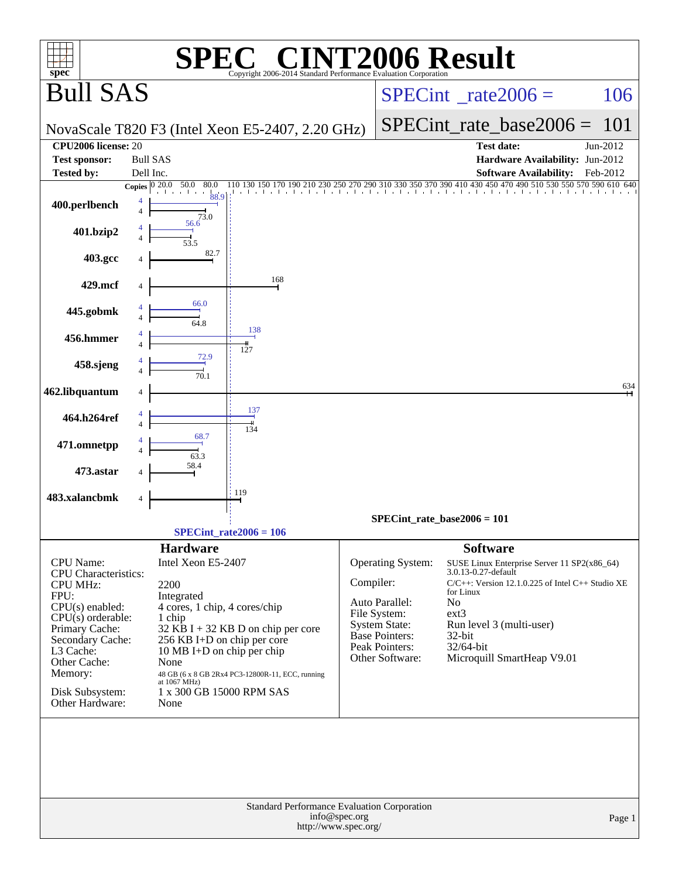# SPEC® CINT2006 Result

Copyright 2006-2014 Standard Performance Evaluation Corporation

## Bull SAS

NovaScale T820 F3 (Intel Xeon E5-2407, 2.20 GHz)

SPECint_rate2006 = 106

SPECint_rate_base2006 = 101

| | | | |
|---|---|---|---|
| **CPU2006 license:** | 20 | **Test date:** | Jun-2012 |
| **Test sponsor:** | Bull SAS | **Hardware Availability:** | Jun-2012 |
| **Tested by:** | Dell Inc. | **Software Availability:** | Feb-2012 |

| Benchmark | Copies (peak) | Peak | Copies (base) | Base |
|---|---|---|---|---|
| 400.perlbench | 4 | 88.9 | 4 | 73.0 |
| 401.bzip2 | 4 | 56.6 | 4 | 53.5 |
| 403.gcc | | | 4 | 82.7 |
| 429.mcf | | | 4 | 168 |
| 445.gobmk | 4 | 66.0 | 4 | 64.8 |
| 456.hmmer | 4 | 138 | 4 | 127 |
| 458.sjeng | 4 | 72.9 | 4 | 70.1 |
| 462.libquantum | | | 4 | 634 |
| 464.h264ref | 4 | 137 | 4 | 134 |
| 471.omnetpp | 4 | 68.7 | 4 | 63.3 |
| 473.astar | | | 4 | 58.4 |
| 483.xalancbmk | | | 4 | 119 |

SPECint_rate_base2006 = 101

SPECint_rate2006 = 106

### Hardware

| | |
|---|---|
| CPU Name: | Intel Xeon E5-2407 |
| CPU Characteristics: | |
| CPU MHz: | 2200 |
| FPU: | Integrated |
| CPU(s) enabled: | 4 cores, 1 chip, 4 cores/chip |
| CPU(s) orderable: | 1 chip |
| Primary Cache: | 32 KB I + 32 KB D on chip per core |
| Secondary Cache: | 256 KB I+D on chip per core |
| L3 Cache: | 10 MB I+D on chip per chip |
| Other Cache: | None |
| Memory: | 48 GB (6 x 8 GB 2Rx4 PC3-12800R-11, ECC, running at 1067 MHz) |
| Disk Subsystem: | 1 x 300 GB 15000 RPM SAS |
| Other Hardware: | None |

### Software

| | |
|---|---|
| Operating System: | SUSE Linux Enterprise Server 11 SP2(x86_64) 3.0.13-0.27-default |
| Compiler: | C/C++: Version 12.1.0.225 of Intel C++ Studio XE for Linux |
| Auto Parallel: | No |
| File System: | ext3 |
| System State: | Run level 3 (multi-user) |
| Base Pointers: | 32-bit |
| Peak Pointers: | 32/64-bit |
| Other Software: | Microquill SmartHeap V9.01 |

Standard Performance Evaluation Corporation
info@spec.org
http://www.spec.org/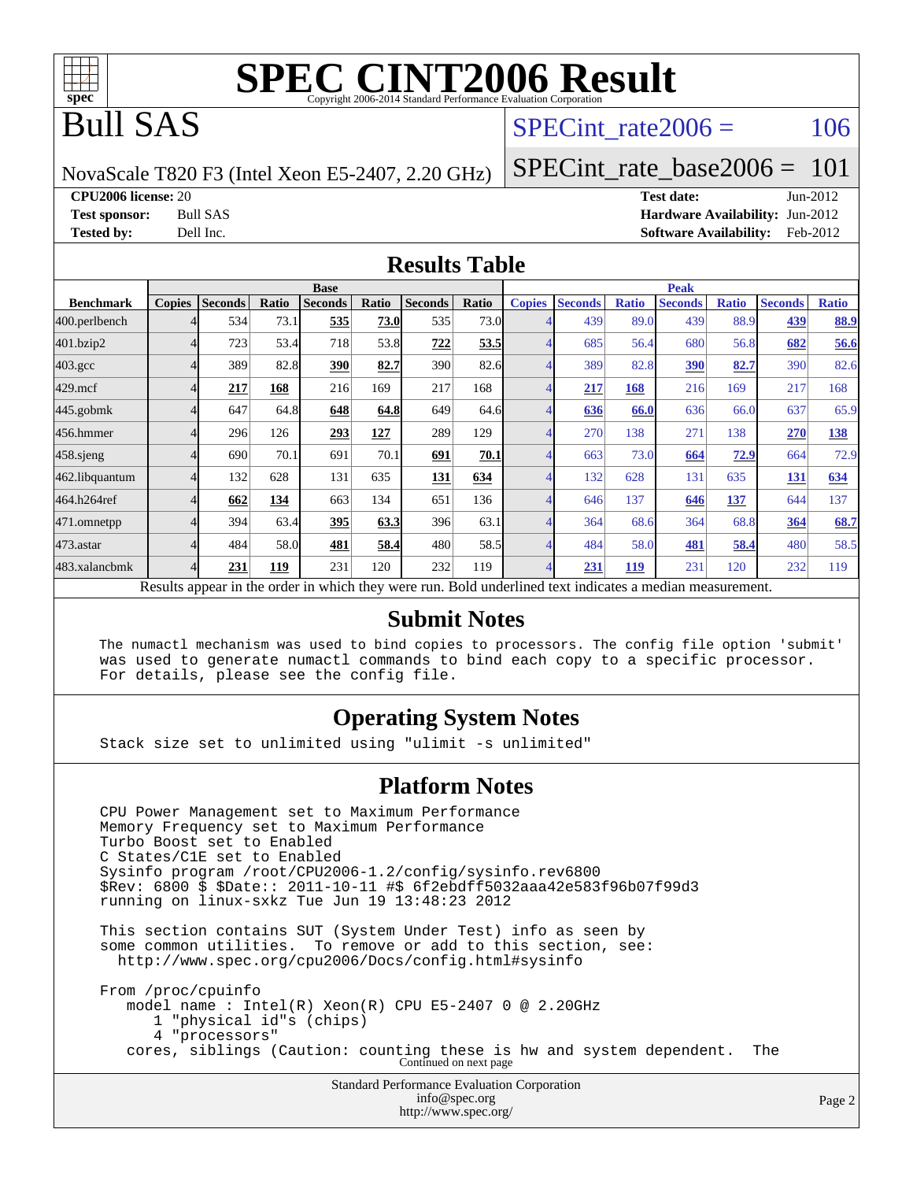# SPEC CINT2006 Result

Copyright 2006-2014 Standard Performance Evaluation Corporation

# Bull SAS

NovaScale T820 F3 (Intel Xeon E5-2407, 2.20 GHz)

SPECint_rate2006 = 106

SPECint_rate_base2006 = 101

**CPU2006 license:** 20
**Test sponsor:** Bull SAS
**Tested by:** Dell Inc.

**Test date:** Jun-2012
**Hardware Availability:** Jun-2012
**Software Availability:** Feb-2012

## Results Table

| | Base | | | | | | | Peak | | | | | | |
|---|---|---|---|---|---|---|---|---|---|---|---|---|---|---|
| **Benchmark** | **Copies** | **Seconds** | **Ratio** | **Seconds** | **Ratio** | **Seconds** | **Ratio** | **Copies** | **Seconds** | **Ratio** | **Seconds** | **Ratio** | **Seconds** | **Ratio** |
| 400.perlbench | 4 | 534 | 73.1 | **535** | **73.0** | 535 | 73.0 | 4 | 439 | 89.0 | 439 | 88.9 | **439** | **88.9** |
| 401.bzip2 | 4 | 723 | 53.4 | 718 | 53.8 | **722** | **53.5** | 4 | 685 | 56.4 | 680 | 56.8 | **682** | **56.6** |
| 403.gcc | 4 | 389 | 82.8 | **390** | **82.7** | 390 | 82.6 | 4 | 389 | 82.8 | **390** | **82.7** | 390 | 82.6 |
| 429.mcf | 4 | **217** | **168** | 216 | 169 | 217 | 168 | 4 | **217** | **168** | 216 | 169 | 217 | 168 |
| 445.gobmk | 4 | 647 | 64.8 | **648** | **64.8** | 649 | 64.6 | 4 | **636** | **66.0** | 636 | 66.0 | 637 | 65.9 |
| 456.hmmer | 4 | 296 | 126 | **293** | **127** | 289 | 129 | 4 | 270 | 138 | 271 | 138 | **270** | **138** |
| 458.sjeng | 4 | 690 | 70.1 | 691 | 70.1 | **691** | **70.1** | 4 | 663 | 73.0 | **664** | **72.9** | 664 | 72.9 |
| 462.libquantum | 4 | 132 | 628 | 131 | 635 | **131** | **634** | 4 | 132 | 628 | 131 | 635 | **131** | **634** |
| 464.h264ref | 4 | **662** | **134** | 663 | 134 | 651 | 136 | 4 | 646 | 137 | **646** | **137** | 644 | 137 |
| 471.omnetpp | 4 | 394 | 63.4 | **395** | **63.3** | 396 | 63.1 | 4 | 364 | 68.6 | 364 | 68.8 | **364** | **68.7** |
| 473.astar | 4 | 484 | 58.0 | **481** | **58.4** | 480 | 58.5 | 4 | 484 | 58.0 | **481** | **58.4** | 480 | 58.5 |
| 483.xalancbmk | 4 | **231** | **119** | 231 | 120 | 232 | 119 | 4 | **231** | **119** | 231 | 120 | 232 | 119 |

Results appear in the order in which they were run. Bold underlined text indicates a median measurement.

## Submit Notes

```
The numactl mechanism was used to bind copies to processors. The config file option 'submit'
was used to generate numactl commands to bind each copy to a specific processor.
For details, please see the config file.
```

## Operating System Notes

```
Stack size set to unlimited using "ulimit -s unlimited"
```

## Platform Notes

```
CPU Power Management set to Maximum Performance
Memory Frequency set to Maximum Performance
Turbo Boost set to Enabled
C States/C1E set to Enabled
Sysinfo program /root/CPU2006-1.2/config/sysinfo.rev6800
$Rev: 6800 $ $Date:: 2011-10-11 #$ 6f2ebdff5032aaa42e583f96b07f99d3
running on linux-sxkz Tue Jun 19 13:48:23 2012

This section contains SUT (System Under Test) info as seen by
some common utilities.  To remove or add to this section, see:
  http://www.spec.org/cpu2006/Docs/config.html#sysinfo

From /proc/cpuinfo
   model name : Intel(R) Xeon(R) CPU E5-2407 0 @ 2.20GHz
      1 "physical id"s (chips)
      4 "processors"
   cores, siblings (Caution: counting these is hw and system dependent.  The
```

Continued on next page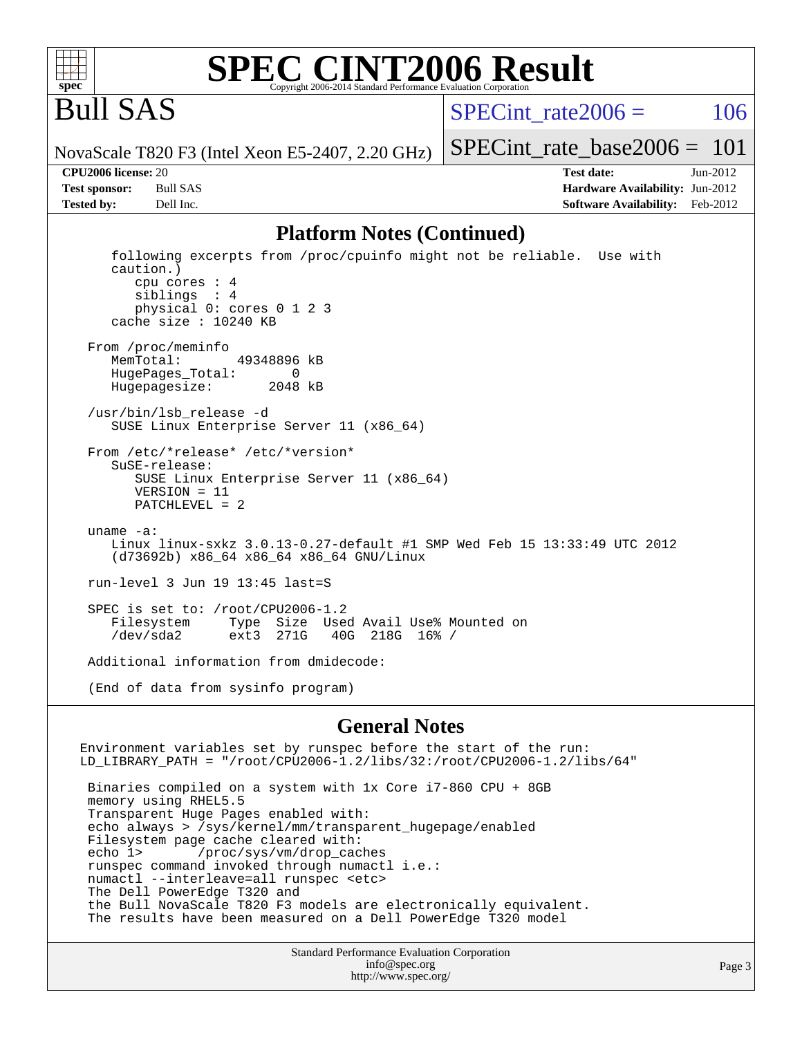# SPEC CINT2006 Result

## Bull SAS

NovaScale T820 F3 (Intel Xeon E5-2407, 2.20 GHz)

SPECint_rate2006 = 106

SPECint_rate_base2006 = 101

**CPU2006 license:** 20
**Test sponsor:** Bull SAS
**Tested by:** Dell Inc.

**Test date:** Jun-2012
**Hardware Availability:** Jun-2012
**Software Availability:** Feb-2012

### Platform Notes (Continued)

```
    following excerpts from /proc/cpuinfo might not be reliable.  Use with
    caution.)
       cpu cores : 4
       siblings  : 4
       physical 0: cores 0 1 2 3
    cache size : 10240 KB

 From /proc/meminfo
    MemTotal:       49348896 kB
    HugePages_Total:       0
    Hugepagesize:       2048 kB

 /usr/bin/lsb_release -d
    SUSE Linux Enterprise Server 11 (x86_64)

 From /etc/*release* /etc/*version*
    SuSE-release:
       SUSE Linux Enterprise Server 11 (x86_64)
       VERSION = 11
       PATCHLEVEL = 2

 uname -a:
    Linux linux-sxkz 3.0.13-0.27-default #1 SMP Wed Feb 15 13:33:49 UTC 2012
    (d73692b) x86_64 x86_64 x86_64 GNU/Linux

 run-level 3 Jun 19 13:45 last=S

 SPEC is set to: /root/CPU2006-1.2
    Filesystem     Type  Size  Used Avail Use% Mounted on
    /dev/sda2      ext3  271G   40G  218G  16% /

 Additional information from dmidecode:

 (End of data from sysinfo program)
```

### General Notes

```
Environment variables set by runspec before the start of the run:
LD_LIBRARY_PATH = "/root/CPU2006-1.2/libs/32:/root/CPU2006-1.2/libs/64"

 Binaries compiled on a system with 1x Core i7-860 CPU + 8GB
 memory using RHEL5.5
 Transparent Huge Pages enabled with:
 echo always > /sys/kernel/mm/transparent_hugepage/enabled
 Filesystem page cache cleared with:
 echo 1>       /proc/sys/vm/drop_caches
 runspec command invoked through numactl i.e.:
 numactl --interleave=all runspec <etc>
 The Dell PowerEdge T320 and
 the Bull NovaScale T820 F3 models are electronically equivalent.
 The results have been measured on a Dell PowerEdge T320 model
```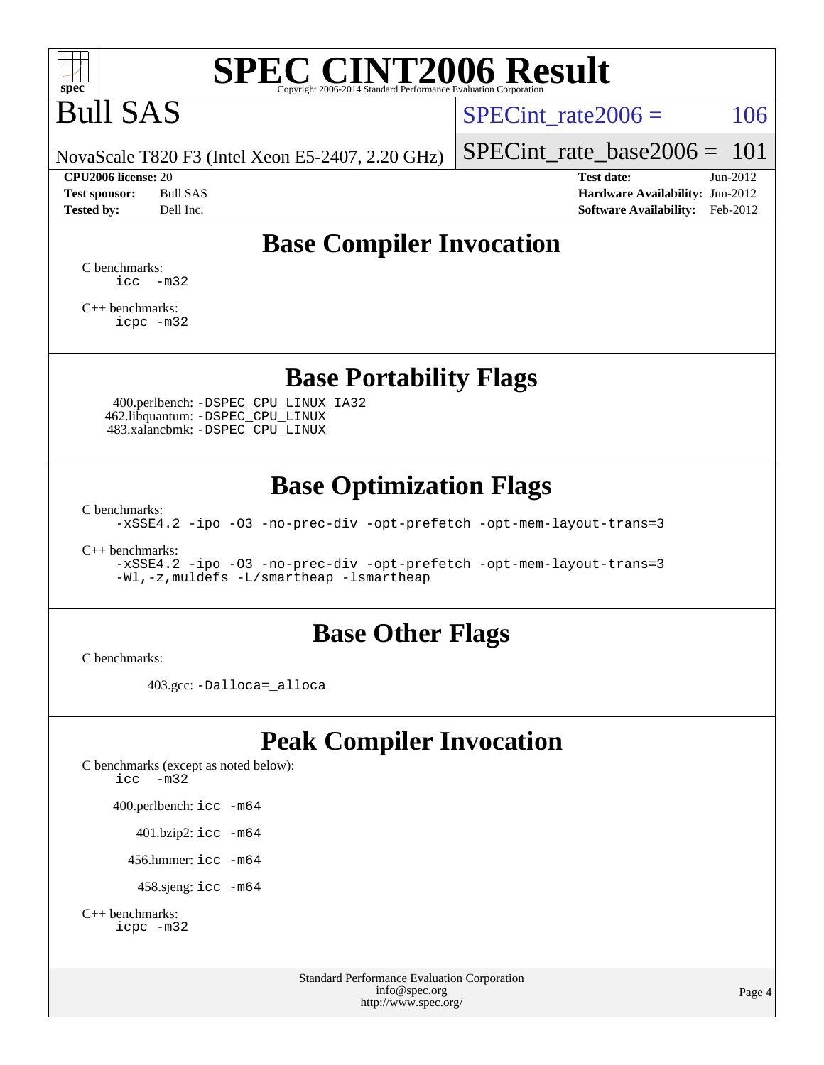# SPEC CINT2006 Result

Copyright 2006-2014 Standard Performance Evaluation Corporation

## Bull SAS

NovaScale T820 F3 (Intel Xeon E5-2407, 2.20 GHz)

SPECint_rate2006 = 106

SPECint_rate_base2006 = 101

**CPU2006 license:** 20
**Test sponsor:** Bull SAS
**Tested by:** Dell Inc.

**Test date:** Jun-2012
**Hardware Availability:** Jun-2012
**Software Availability:** Feb-2012

## Base Compiler Invocation

C benchmarks:
```
icc  -m32
```

C++ benchmarks:
```
icpc -m32
```

## Base Portability Flags

400.perlbench: `-DSPEC_CPU_LINUX_IA32`
462.libquantum: `-DSPEC_CPU_LINUX`
483.xalancbmk: `-DSPEC_CPU_LINUX`

## Base Optimization Flags

C benchmarks:
```
-xSSE4.2 -ipo -O3 -no-prec-div -opt-prefetch -opt-mem-layout-trans=3
```

C++ benchmarks:
```
-xSSE4.2 -ipo -O3 -no-prec-div -opt-prefetch -opt-mem-layout-trans=3
-Wl,-z,muldefs -L/smartheap -lsmartheap
```

## Base Other Flags

C benchmarks:

403.gcc: `-Dalloca=_alloca`

## Peak Compiler Invocation

C benchmarks (except as noted below):
```
icc  -m32
```

400.perlbench: `icc -m64`

401.bzip2: `icc -m64`

456.hmmer: `icc -m64`

458.sjeng: `icc -m64`

C++ benchmarks:
```
icpc -m32
```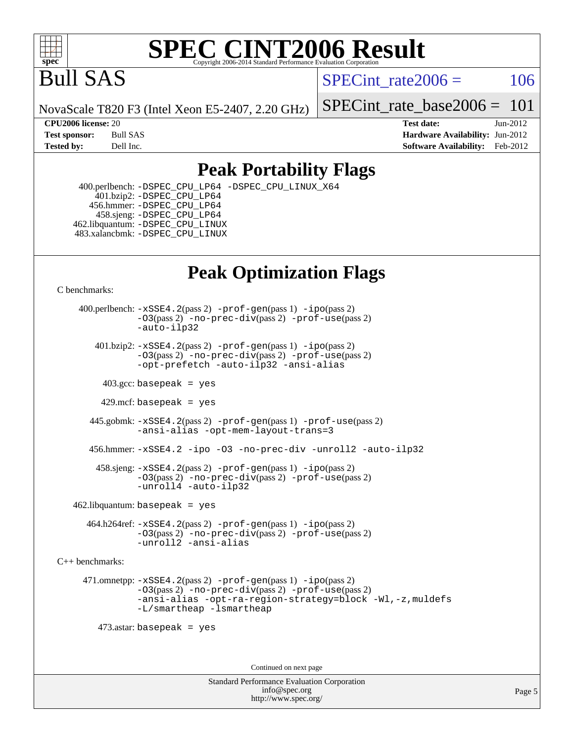# SPEC CINT2006 Result

Copyright 2006-2014 Standard Performance Evaluation Corporation

# Bull SAS

NovaScale T820 F3 (Intel Xeon E5-2407, 2.20 GHz)

SPECint_rate2006 = 106

SPECint_rate_base2006 = 101

| | | | |
|---|---|---|---|
| **CPU2006 license:** 20 | | **Test date:** | Jun-2012 |
| **Test sponsor:** | Bull SAS | **Hardware Availability:** | Jun-2012 |
| **Tested by:** | Dell Inc. | **Software Availability:** | Feb-2012 |

## Peak Portability Flags

400.perlbench: `-DSPEC_CPU_LP64 -DSPEC_CPU_LINUX_X64`
401.bzip2: `-DSPEC_CPU_LP64`
456.hmmer: `-DSPEC_CPU_LP64`
458.sjeng: `-DSPEC_CPU_LP64`
462.libquantum: `-DSPEC_CPU_LINUX`
483.xalancbmk: `-DSPEC_CPU_LINUX`

## Peak Optimization Flags

C benchmarks:

400.perlbench: `-xSSE4.2`(pass 2) `-prof-gen`(pass 1) `-ipo`(pass 2) `-O3`(pass 2) `-no-prec-div`(pass 2) `-prof-use`(pass 2) `-auto-ilp32`

401.bzip2: `-xSSE4.2`(pass 2) `-prof-gen`(pass 1) `-ipo`(pass 2) `-O3`(pass 2) `-no-prec-div`(pass 2) `-prof-use`(pass 2) `-opt-prefetch -auto-ilp32 -ansi-alias`

403.gcc: `basepeak = yes`

429.mcf: `basepeak = yes`

445.gobmk: `-xSSE4.2`(pass 2) `-prof-gen`(pass 1) `-prof-use`(pass 2) `-ansi-alias -opt-mem-layout-trans=3`

456.hmmer: `-xSSE4.2 -ipo -O3 -no-prec-div -unroll2 -auto-ilp32`

458.sjeng: `-xSSE4.2`(pass 2) `-prof-gen`(pass 1) `-ipo`(pass 2) `-O3`(pass 2) `-no-prec-div`(pass 2) `-prof-use`(pass 2) `-unroll4 -auto-ilp32`

462.libquantum: `basepeak = yes`

464.h264ref: `-xSSE4.2`(pass 2) `-prof-gen`(pass 1) `-ipo`(pass 2) `-O3`(pass 2) `-no-prec-div`(pass 2) `-prof-use`(pass 2) `-unroll2 -ansi-alias`

C++ benchmarks:

471.omnetpp: `-xSSE4.2`(pass 2) `-prof-gen`(pass 1) `-ipo`(pass 2) `-O3`(pass 2) `-no-prec-div`(pass 2) `-prof-use`(pass 2) `-ansi-alias -opt-ra-region-strategy=block -Wl,-z,muldefs -L/smartheap -lsmartheap`

473.astar: `basepeak = yes`

Continued on next page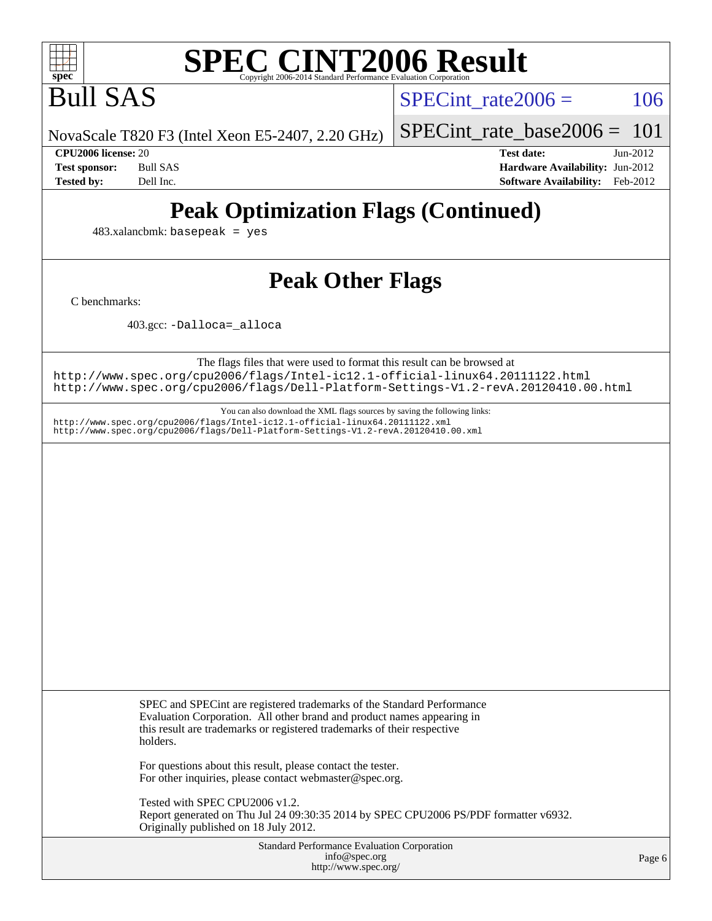# SPEC CINT2006 Result

Copyright 2006-2014 Standard Performance Evaluation Corporation

# Bull SAS

NovaScale T820 F3 (Intel Xeon E5-2407, 2.20 GHz)

SPECint_rate2006 = 106

SPECint_rate_base2006 = 101

**CPU2006 license:** 20
**Test sponsor:** Bull SAS
**Tested by:** Dell Inc.

**Test date:** Jun-2012
**Hardware Availability:** Jun-2012
**Software Availability:** Feb-2012

## Peak Optimization Flags (Continued)

483.xalancbmk: `basepeak = yes`

## Peak Other Flags

C benchmarks:

403.gcc: `-Dalloca=_alloca`

The flags files that were used to format this result can be browsed at
http://www.spec.org/cpu2006/flags/Intel-ic12.1-official-linux64.20111122.html
http://www.spec.org/cpu2006/flags/Dell-Platform-Settings-V1.2-revA.20120410.00.html

You can also download the XML flags sources by saving the following links:
http://www.spec.org/cpu2006/flags/Intel-ic12.1-official-linux64.20111122.xml
http://www.spec.org/cpu2006/flags/Dell-Platform-Settings-V1.2-revA.20120410.00.xml

SPEC and SPECint are registered trademarks of the Standard Performance Evaluation Corporation. All other brand and product names appearing in this result are trademarks or registered trademarks of their respective holders.

For questions about this result, please contact the tester.
For other inquiries, please contact webmaster@spec.org.

Tested with SPEC CPU2006 v1.2.
Report generated on Thu Jul 24 09:30:35 2014 by SPEC CPU2006 PS/PDF formatter v6932.
Originally published on 18 July 2012.

Standard Performance Evaluation Corporation
info@spec.org
http://www.spec.org/